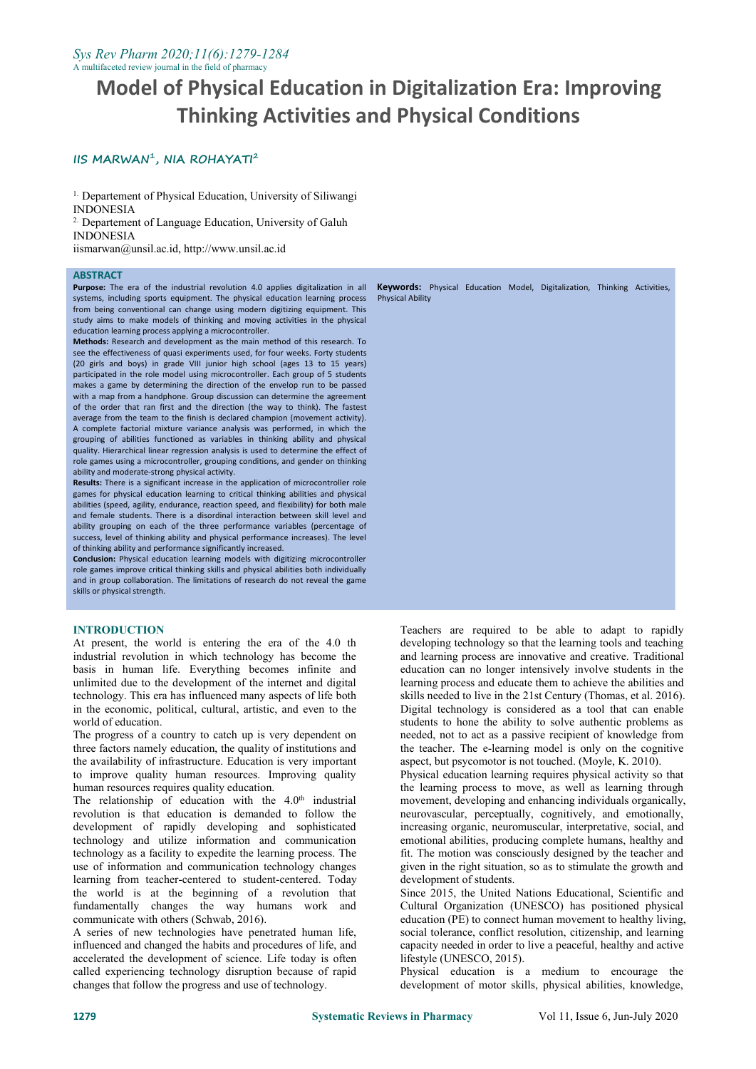# Model of Physical Education in Digitalization Era: Improving Thinking Activities and Physical Conditions

**IIS MARWAN[1], NIA ROHAYATI[2]**

[1] Departement of Physical Education, University of Siliwangi INDONESIA
[2] Departement of Language Education, University of Galuh INDONESIA
iismarwan@unsil.ac.id, http://www.unsil.ac.id

## ABSTRACT

**Purpose:** The era of the industrial revolution 4.0 applies digitalization in all systems, including sports equipment. The physical education learning process from being conventional can change using modern digitizing equipment. This study aims to make models of thinking and moving activities in the physical education learning process applying a microcontroller.

**Methods:** Research and development as the main method of this research. To see the effectiveness of quasi experiments used, for four weeks. Forty students (20 girls and boys) in grade VIII junior high school (ages 13 to 15 years) participated in the role model using microcontroller. Each group of 5 students makes a game by determining the direction of the envelop run to be passed with a map from a handphone. Group discussion can determine the agreement of the order that ran first and the direction (the way to think). The fastest average from the team to the finish is declared champion (movement activity). A complete factorial mixture variance analysis was performed, in which the grouping of abilities functioned as variables in thinking ability and physical quality. Hierarchical linear regression analysis is used to determine the effect of role games using a microcontroller, grouping conditions, and gender on thinking ability and moderate-strong physical activity.

**Results:** There is a significant increase in the application of microcontroller role games for physical education learning to critical thinking abilities and physical abilities (speed, agility, endurance, reaction speed, and flexibility) for both male and female students. There is a disordinal interaction between skill level and ability grouping on each of the three performance variables (percentage of success, level of thinking ability and physical performance increases). The level of thinking ability and performance significantly increased.

**Conclusion:** Physical education learning models with digitizing microcontroller role games improve critical thinking skills and physical abilities both individually and in group collaboration. The limitations of research do not reveal the game skills or physical strength.

**Keywords:** Physical Education Model, Digitalization, Thinking Activities, Physical Ability

## INTRODUCTION

At present, the world is entering the era of the 4.0 th industrial revolution in which technology has become the basis in human life. Everything becomes infinite and unlimited due to the development of the internet and digital technology. This era has influenced many aspects of life both in the economic, political, cultural, artistic, and even to the world of education.

The progress of a country to catch up is very dependent on three factors namely education, the quality of institutions and the availability of infrastructure. Education is very important to improve quality human resources. Improving quality human resources requires quality education.

The relationship of education with the 4.0th industrial revolution is that education is demanded to follow the development of rapidly developing and sophisticated technology and utilize information and communication technology as a facility to expedite the learning process. The use of information and communication technology changes learning from teacher-centered to student-centered. Today the world is at the beginning of a revolution that fundamentally changes the way humans work and communicate with others (Schwab, 2016).

A series of new technologies have penetrated human life, influenced and changed the habits and procedures of life, and accelerated the development of science. Life today is often called experiencing technology disruption because of rapid changes that follow the progress and use of technology.

Teachers are required to be able to adapt to rapidly developing technology so that the learning tools and teaching and learning process are innovative and creative. Traditional education can no longer intensively involve students in the learning process and educate them to achieve the abilities and skills needed to live in the 21st Century (Thomas, et al. 2016). Digital technology is considered as a tool that can enable students to hone the ability to solve authentic problems as needed, not to act as a passive recipient of knowledge from the teacher. The e-learning model is only on the cognitive aspect, but psycomotor is not touched. (Moyle, K. 2010).

Physical education learning requires physical activity so that the learning process to move, as well as learning through movement, developing and enhancing individuals organically, neurovascular, perceptually, cognitively, and emotionally, increasing organic, neuromuscular, interpretative, social, and emotional abilities, producing complete humans, healthy and fit. The motion was consciously designed by the teacher and given in the right situation, so as to stimulate the growth and development of students.

Since 2015, the United Nations Educational, Scientific and Cultural Organization (UNESCO) has positioned physical education (PE) to connect human movement to healthy living, social tolerance, conflict resolution, citizenship, and learning capacity needed in order to live a peaceful, healthy and active lifestyle (UNESCO, 2015).

Physical education is a medium to encourage the development of motor skills, physical abilities, knowledge,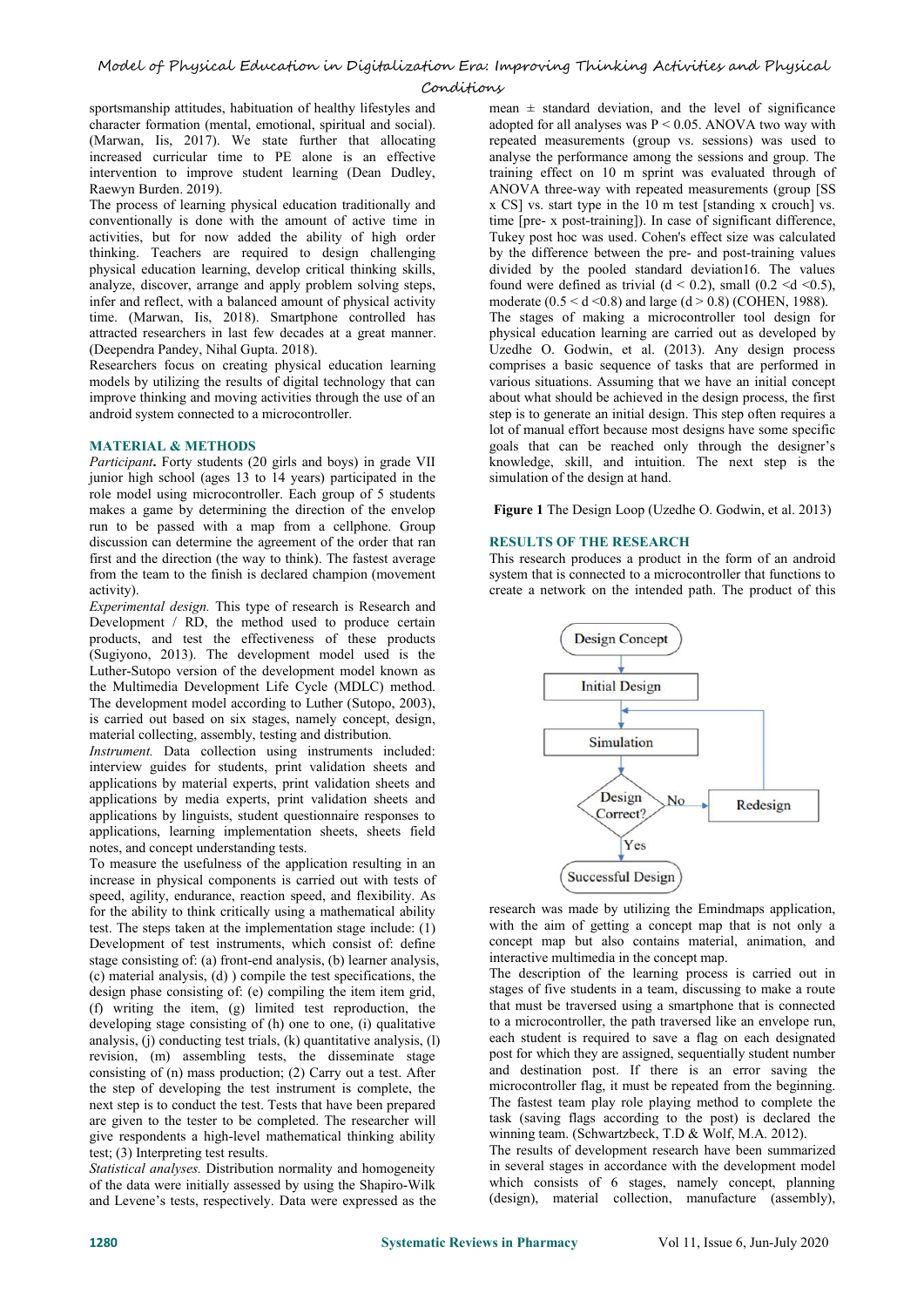sportsmanship attitudes, habituation of healthy lifestyles and character formation (mental, emotional, spiritual and social). (Marwan, Iis, 2017). We state further that allocating increased curricular time to PE alone is an effective intervention to improve student learning (Dean Dudley, Raewyn Burden. 2019).

The process of learning physical education traditionally and conventionally is done with the amount of active time in activities, but for now added the ability of high order thinking. Teachers are required to design challenging physical education learning, develop critical thinking skills, analyze, discover, arrange and apply problem solving steps, infer and reflect, with a balanced amount of physical activity time. (Marwan, Iis, 2018). Smartphone controlled has attracted researchers in last few decades at a great manner. (Deependra Pandey, Nihal Gupta. 2018).

Researchers focus on creating physical education learning models by utilizing the results of digital technology that can improve thinking and moving activities through the use of an android system connected to a microcontroller.

## MATERIAL & METHODS

***Participant*.** Forty students (20 girls and boys) in grade VII junior high school (ages 13 to 14 years) participated in the role model using microcontroller. Each group of 5 students makes a game by determining the direction of the envelop run to be passed with a map from a cellphone. Group discussion can determine the agreement of the order that ran first and the direction (the way to think). The fastest average from the team to the finish is declared champion (movement activity).

*Experimental design.* This type of research is Research and Development / RD, the method used to produce certain products, and test the effectiveness of these products (Sugiyono, 2013). The development model used is the Luther-Sutopo version of the development model known as the Multimedia Development Life Cycle (MDLC) method. The development model according to Luther (Sutopo, 2003), is carried out based on six stages, namely concept, design, material collecting, assembly, testing and distribution.

*Instrument.* Data collection using instruments included: interview guides for students, print validation sheets and applications by material experts, print validation sheets and applications by media experts, print validation sheets and applications by linguists, student questionnaire responses to applications, learning implementation sheets, sheets field notes, and concept understanding tests.

To measure the usefulness of the application resulting in an increase in physical components is carried out with tests of speed, agility, endurance, reaction speed, and flexibility. As for the ability to think critically using a mathematical ability test. The steps taken at the implementation stage include: (1) Development of test instruments, which consist of: define stage consisting of: (a) front-end analysis, (b) learner analysis, (c) material analysis, (d) ) compile the test specifications, the design phase consisting of: (e) compiling the item item grid, (f) writing the item, (g) limited test reproduction, the developing stage consisting of (h) one to one, (i) qualitative analysis, (j) conducting test trials, (k) quantitative analysis, (l) revision, (m) assembling tests, the disseminate stage consisting of (n) mass production; (2) Carry out a test. After the step of developing the test instrument is complete, the next step is to conduct the test. Tests that have been prepared are given to the tester to be completed. The researcher will give respondents a high-level mathematical thinking ability test; (3) Interpreting test results.

*Statistical analyses.* Distribution normality and homogeneity of the data were initially assessed by using the Shapiro-Wilk and Levene's tests, respectively. Data were expressed as the mean ± standard deviation, and the level of significance adopted for all analyses was $P < 0.05$. ANOVA two way with repeated measurements (group vs. sessions) was used to analyse the performance among the sessions and group. The training effect on 10 m sprint was evaluated through of ANOVA three-way with repeated measurements (group [SS x CS] vs. start type in the 10 m test [standing x crouch] vs. time [pre- x post-training]). In case of significant difference, Tukey post hoc was used. Cohen's effect size was calculated by the difference between the pre- and post-training values divided by the pooled standard deviation16. The values found were defined as trivial ($d < 0.2$), small ($0.2 < d < 0.5$), moderate ($0.5 < d < 0.8$) and large ($d > 0.8$) (COHEN, 1988).

The stages of making a microcontroller tool design for physical education learning are carried out as developed by Uzedhe O. Godwin, et al. (2013). Any design process comprises a basic sequence of tasks that are performed in various situations. Assuming that we have an initial concept about what should be achieved in the design process, the first step is to generate an initial design. This step often requires a lot of manual effort because most designs have some specific goals that can be reached only through the designer's knowledge, skill, and intuition. The next step is the simulation of the design at hand.

**Figure 1** The Design Loop (Uzedhe O. Godwin, et al. 2013)

Design Concept → Initial Design → Simulation → Design Correct? — No → Redesign → (back to Simulation); Yes → Successful Design

## RESULTS OF THE RESEARCH

This research produces a product in the form of an android system that is connected to a microcontroller that functions to create a network on the intended path. The product of this research was made by utilizing the Emindmaps application, with the aim of getting a concept map that is not only a concept map but also contains material, animation, and interactive multimedia in the concept map.

The description of the learning process is carried out in stages of five students in a team, discussing to make a route that must be traversed using a smartphone that is connected to a microcontroller, the path traversed like an envelope run, each student is required to save a flag on each designated post for which they are assigned, sequentially student number and destination post. If there is an error saving the microcontroller flag, it must be repeated from the beginning. The fastest team play role playing method to complete the task (saving flags according to the post) is declared the winning team. (Schwartzbeck, T.D & Wolf, M.A. 2012).

The results of development research have been summarized in several stages in accordance with the development model which consists of 6 stages, namely concept, planning (design), material collection, manufacture (assembly),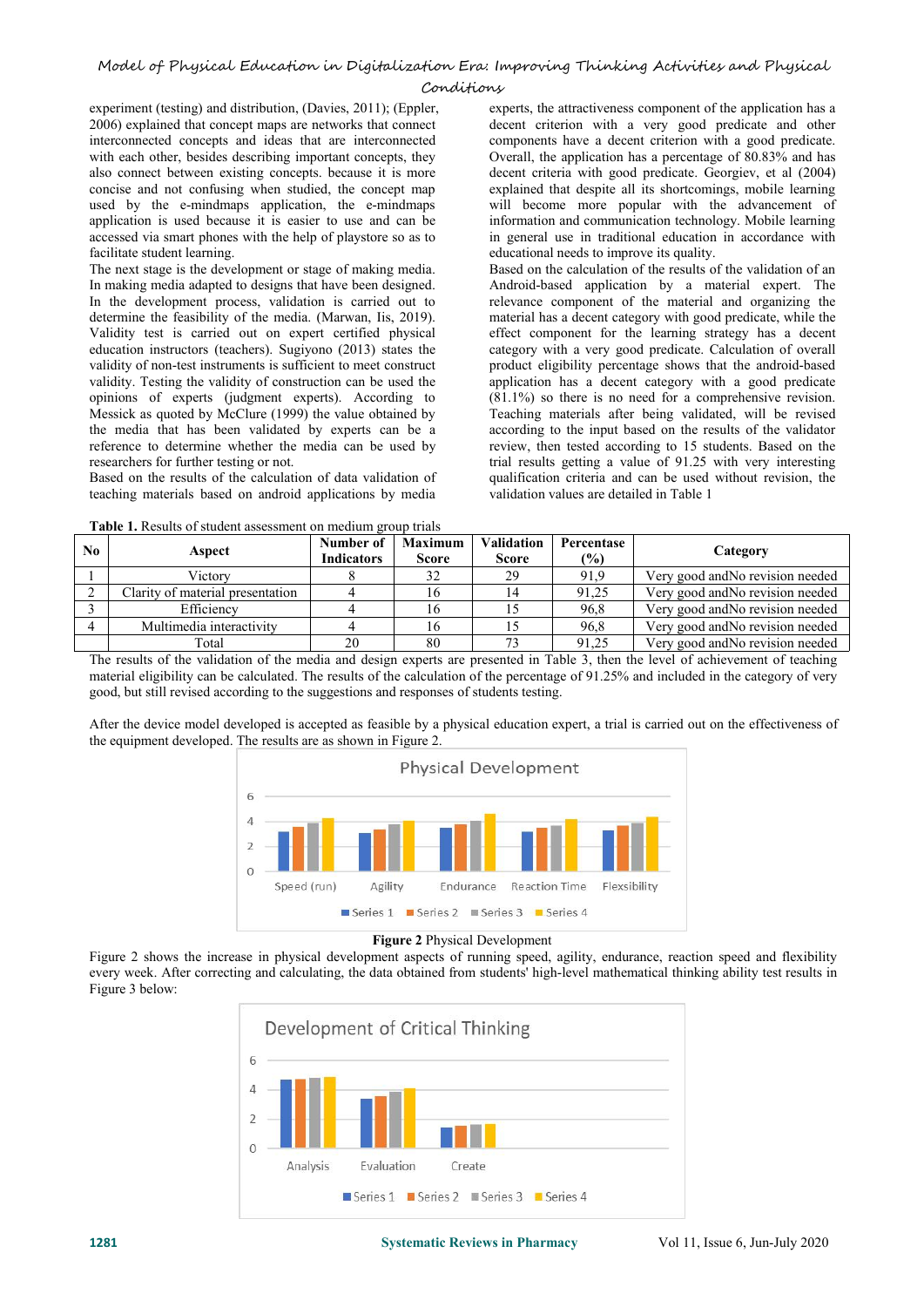experiment (testing) and distribution, (Davies, 2011); (Eppler, 2006) explained that concept maps are networks that connect interconnected concepts and ideas that are interconnected with each other, besides describing important concepts, they also connect between existing concepts. because it is more concise and not confusing when studied, the concept map used by the e-mindmap application, the e-mindmaps application is used because it is easier to use and can be accessed via smart phones with the help of playstore so as to facilitate student learning.

The next stage is the development or stage of making media. In making media adapted to designs that have been designed. In the development process, validation is carried out to determine the feasibility of the media. (Marwan, Iis, 2019). Validity test is carried out on expert certified physical education instructors (teachers). Sugiyono (2013) states the validity of non-test instruments is sufficient to meet construct validity. Testing the validity of construction can be used the opinions of experts (judgment experts). According to Messick as quoted by McClure (1999) the value obtained by the media that has been validated by experts can be a reference to determine whether the media can be used by researchers for further testing or not.

Based on the results of the calculation of data validation of teaching materials based on android applications by media experts, the attractiveness component of the application has a decent criterion with a very good predicate and other components have a decent criterion with a good predicate. Overall, the application has a percentage of 80.83% and has decent criteria with good predicate. Georgiev, et al (2004) explained that despite all its shortcomings, mobile learning will become more popular with the advancement of information and communication technology. Mobile learning in general use in traditional education in accordance with educational needs to improve its quality.

Based on the calculation of the results of the validation of an Android-based application by a material expert. The relevance component of the material and organizing the material has a decent category with good predicate, while the effect component for the learning strategy has a decent category with a very good predicate. Calculation of overall product eligibility percentage shows that the android-based application has a decent category with a good predicate (81.1%) so there is no need for a comprehensive revision. Teaching materials after being validated, will be revised according to the input based on the results of the validator review, then tested according to 15 students. Based on the trial results getting a value of 91.25 with very interesting qualification criteria and can be used without revision, the validation values are detailed in Table 1

**Table 1.** Results of student assessment on medium group trials

| No | Aspect | Number of Indicators | Maximum Score | Validation Score | Percentage (%) | Category |
|---|---|---|---|---|---|---|
| 1 | Victory | 8 | 32 | 29 | 91,9 | Very good andNo revision needed |
| 2 | Clarity of material presentation | 4 | 16 | 14 | 91,25 | Very good andNo revision needed |
| 3 | Efficiency | 4 | 16 | 15 | 96,8 | Very good andNo revision needed |
| 4 | Multimedia interactivity | 4 | 16 | 15 | 96,8 | Very good andNo revision needed |
| | Total | 20 | 80 | 73 | 91,25 | Very good andNo revision needed |

The results of the validation of the media and design experts are presented in Table 3, then the level of achievement of teaching material eligibility can be calculated. The results of the calculation of the percentage of 91.25% and included in the category of very good, but still revised according to the suggestions and responses of students testing.

After the device model developed is accepted as feasible by a physical education expert, a trial is carried out on the effectiveness of the equipment developed. The results are as shown in Figure 2.

**Figure 2** Physical Development

Figure 2 shows the increase in physical development aspects of running speed, agility, endurance, reaction speed and flexibility every week. After correcting and calculating, the data obtained from students' high-level mathematical thinking ability test results in Figure 3 below: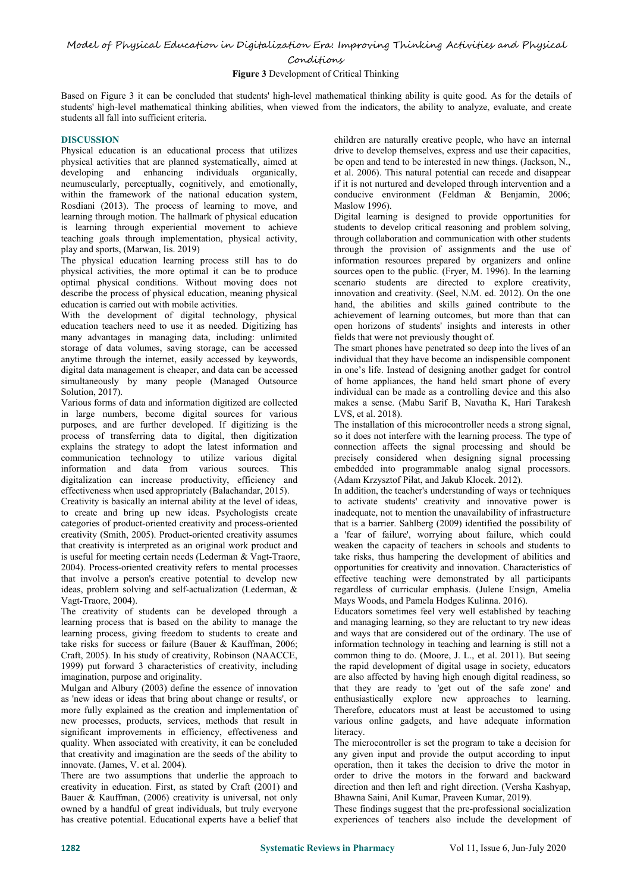**Figure 3** Development of Critical Thinking

Based on Figure 3 it can be concluded that students' high-level mathematical thinking ability is quite good. As for the details of students' high-level mathematical thinking abilities, when viewed from the indicators, the ability to analyze, evaluate, and create students all fall into sufficient criteria.

## DISCUSSION

Physical education is an educational process that utilizes physical activities that are planned systematically, aimed at developing and enhancing individuals organically, neumuscularly, perceptually, cognitively, and emotionally, within the framework of the national education system, Rosdiani (2013). The process of learning to move, and learning through motion. The hallmark of physical education is learning through experiential movement to achieve teaching goals through implementation, physical activity, play and sports, (Marwan, Iis. 2019)

The physical education learning process still has to do physical activities, the more optimal it can be to produce optimal physical conditions. Without moving does not describe the process of physical education, meaning physical education is carried out with mobile activities.

With the development of digital technology, physical education teachers need to use it as needed. Digitizing has many advantages in managing data, including: unlimited storage of data volumes, saving storage, can be accessed anytime through the internet, easily accessed by keywords, digital data management is cheaper, and data can be accessed simultaneously by many people (Managed Outsource Solution, 2017).

Various forms of data and information digitized are collected in large numbers, become digital sources for various purposes, and are further developed. If digitizing is the process of transferring data to digital, then digitization explains the strategy to adopt the latest information and communication technology to utilize various digital information and data from various sources. This digitalization can increase productivity, efficiency and effectiveness when used appropriately (Balachandar, 2015).

Creativity is basically an internal ability at the level of ideas, to create and bring up new ideas. Psychologists create categories of product-oriented creativity and process-oriented creativity (Smith, 2005). Product-oriented creativity assumes that creativity is interpreted as an original work product and is useful for meeting certain needs (Lederman & Vagt-Traore, 2004). Process-oriented creativity refers to mental processes that involve a person's creative potential to develop new ideas, problem solving and self-actualization (Lederman, & Vagt-Traore, 2004).

The creativity of students can be developed through a learning process that is based on the ability to manage the learning process, giving freedom to students to create and take risks for success or failure (Bauer & Kauffman, 2006; Craft, 2005). In his study of creativity, Robinson (NAACCE, 1999) put forward 3 characteristics of creativity, including imagination, purpose and originality.

Mulgan and Albury (2003) define the essence of innovation as 'new ideas or ideas that bring about change or results', or more fully explained as the creation and implementation of new processes, products, services, methods that result in significant improvements in efficiency, effectiveness and quality. When associated with creativity, it can be concluded that creativity and imagination are the seeds of the ability to innovate. (James, V. et al. 2004).

There are two assumptions that underlie the approach to creativity in education. First, as stated by Craft (2001) and Bauer & Kauffman, (2006) creativity is universal, not only owned by a handful of great individuals, but truly everyone has creative potential. Educational experts have a belief that children are naturally creative people, who have an internal drive to develop themselves, express and use their capacities, be open and tend to be interested in new things. (Jackson, N., et al. 2006). This natural potential can recede and disappear if it is not nurtured and developed through intervention and a conducive environment (Feldman & Benjamin, 2006; Maslow 1996).

Digital learning is designed to provide opportunities for students to develop critical reasoning and problem solving, through collaboration and communication with other students through the provision of assignments and the use of information resources prepared by organizers and online sources open to the public. (Fryer, M. 1996). In the learning scenario students are directed to explore creativity, innovation and creativity. (Seel, N.M. ed. 2012). On the one hand, the abilities and skills gained contribute to the achievement of learning outcomes, but more than that can open horizons of students' insights and interests in other fields that were not previously thought of.

The smart phones have penetrated so deep into the lives of an individual that they have become an indispensible component in one's life. Instead of designing another gadget for control of home appliances, the hand held smart phone of every individual can be made as a controlling device and this also makes a sense. (Mabu Sarif B, Navatha K, Hari Tarakesh LVS, et al. 2018).

The installation of this microcontroller needs a strong signal, so it does not interfere with the learning process. The type of connection affects the signal processing and should be precisely considered when designing signal processing embedded into programmable analog signal processors. (Adam Krzysztof Piłat, and Jakub Klocek. 2012).

In addition, the teacher's understanding of ways or techniques to activate students' creativity and innovative power is inadequate, not to mention the unavailability of infrastructure that is a barrier. Sahlberg (2009) identified the possibility of a 'fear of failure', worrying about failure, which could weaken the capacity of teachers in schools and students to take risks, thus hampering the development of abilities and opportunities for creativity and innovation. Characteristics of effective teaching were demonstrated by all participants regardless of curricular emphasis. (Julene Ensign, Amelia Mays Woods, and Pamela Hodges Kulinna. 2016).

Educators sometimes feel very well established by teaching and managing learning, so they are reluctant to try new ideas and ways that are considered out of the ordinary. The use of information technology in teaching and learning is still not a common thing to do. (Moore, J. L., et al. 2011). But seeing the rapid development of digital usage in society, educators are also affected by having high enough digital readiness, so that they are ready to 'get out of the safe zone' and enthusiastically explore new approaches to learning. Therefore, educators must at least be accustomed to using various online gadgets, and have adequate information literacy.

The microcontroller is set the program to take a decision for any given input and provide the output according to input operation, then it takes the decision to drive the motor in order to drive the motors in the forward and backward direction and then left and right direction. (Versha Kashyap, Bhawna Saini, Anil Kumar, Praveen Kumar, 2019).

These findings suggest that the pre-professional socialization experiences of teachers also include the development of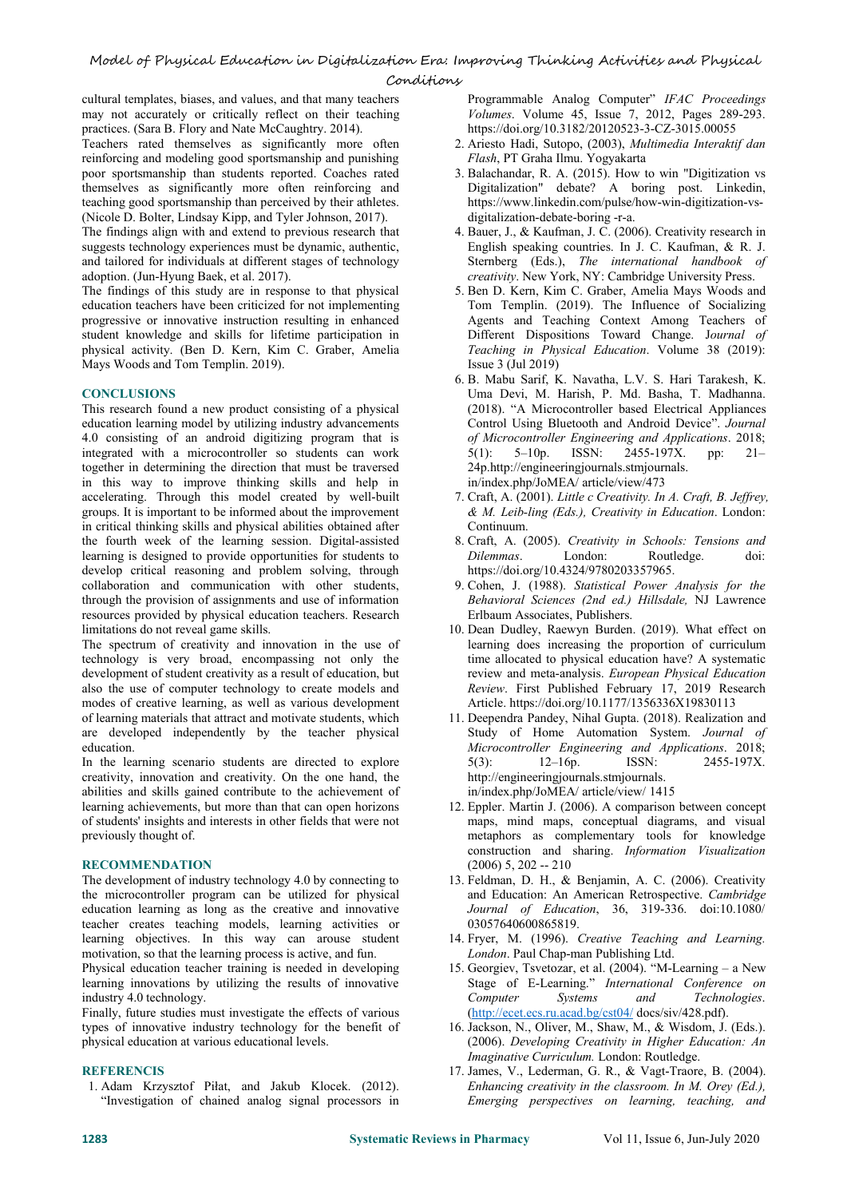cultural templates, biases, and values, and that many teachers may not accurately or critically reflect on their teaching practices. (Sara B. Flory and Nate McCaughtry. 2014).

Teachers rated themselves as significantly more often reinforcing and modeling good sportsmanship and punishing poor sportsmanship than students reported. Coaches rated themselves as significantly more often reinforcing and teaching good sportsmanship than perceived by their athletes. (Nicole D. Bolter, Lindsay Kipp, and Tyler Johnson, 2017).

The findings align with and extend to previous research that suggests technology experiences must be dynamic, authentic, and tailored for individuals at different stages of technology adoption. (Jun-Hyung Baek, et al. 2017).

The findings of this study are in response to that physical education teachers have been criticized for not implementing progressive or innovative instruction resulting in enhanced student knowledge and skills for lifetime participation in physical activity. (Ben D. Kern, Kim C. Graber, Amelia Mays Woods and Tom Templin. 2019).

## CONCLUSIONS

This research found a new product consisting of a physical education learning model by utilizing industry advancements 4.0 consisting of an android digitizing program that is integrated with a microcontroller so students can work together in determining the direction that must be traversed in this way to improve thinking skills and help in accelerating. Through this model created by well-built groups. It is important to be informed about the improvement in critical thinking skills and physical abilities obtained after the fourth week of the learning session. Digital-assisted learning is designed to provide opportunities for students to develop critical reasoning and problem solving, through collaboration and communication with other students, through the provision of assignments and use of information resources provided by physical education teachers. Research limitations do not reveal game skills.

The spectrum of creativity and innovation in the use of technology is very broad, encompassing not only the development of student creativity as a result of education, but also the use of computer technology to create models and modes of creative learning, as well as various development of learning materials that attract and motivate students, which are developed independently by the teacher physical education.

In the learning scenario students are directed to explore creativity, innovation and creativity. On the one hand, the abilities and skills gained contribute to the achievement of learning achievements, but more than that can open horizons of students' insights and interests in other fields that were not previously thought of.

## RECOMMENDATION

The development of industry technology 4.0 by connecting to the microcontroller program can be utilized for physical education learning as long as the creative and innovative teacher creates teaching models, learning activities or learning objectives. In this way can arouse student motivation, so that the learning process is active, and fun.

Physical education teacher training is needed in developing learning innovations by utilizing the results of innovative industry 4.0 technology.

Finally, future studies must investigate the effects of various types of innovative industry technology for the benefit of physical education at various educational levels.

## REFERENCIS

1. Adam Krzysztof Piłat, and Jakub Klocek. (2012). "Investigation of chained analog signal processors in Programmable Analog Computer" *IFAC Proceedings Volumes*. Volume 45, Issue 7, 2012, Pages 289-293. https://doi.org/10.3182/20120523-3-CZ-3015.00055
2. Ariesto Hadi, Sutopo, (2003), *Multimedia Interaktif dan Flash*, PT Graha Ilmu. Yogyakarta
3. Balachandar, R. A. (2015). How to win "Digitization vs Digitalization" debate? A boring post. Linkedin, https://www.linkedin.com/pulse/how-win-digitization-vs-digitalization-debate-boring -r-a.
4. Bauer, J., & Kaufman, J. C. (2006). Creativity research in English speaking countries. In J. C. Kaufman, & R. J. Sternberg (Eds.), *The international handbook of creativity*. New York, NY: Cambridge University Press.
5. Ben D. Kern, Kim C. Graber, Amelia Mays Woods and Tom Templin. (2019). The Influence of Socializing Agents and Teaching Context Among Teachers of Different Dispositions Toward Change. *Journal of Teaching in Physical Education*. Volume 38 (2019): Issue 3 (Jul 2019)
6. B. Mabu Sarif, K. Navatha, L.V. S. Hari Tarakesh, K. Uma Devi, M. Harish, P. Md. Basha, T. Madhanna. (2018). "A Microcontroller based Electrical Appliances Control Using Bluetooth and Android Device". *Journal of Microcontroller Engineering and Applications*. 2018; 5(1): 5–10p. ISSN: 2455-197X. pp: 21–24p.http://engineeringjournals.stmjournals. in/index.php/JoMEA/ article/view/473
7. Craft, A. (2001). *Little c Creativity. In A. Craft, B. Jeffrey, & M. Leib-ling (Eds.), Creativity in Education*. London: Continuum.
8. Craft, A. (2005). *Creativity in Schools: Tensions and Dilemmas*. London: Routledge. doi: https://doi.org/10.4324/9780203357965.
9. Cohen, J. (1988). *Statistical Power Analysis for the Behavioral Sciences (2nd ed.) Hillsdale,* NJ Lawrence Erlbaum Associates, Publishers.
10. Dean Dudley, Raewyn Burden. (2019). What effect on learning does increasing the proportion of curriculum time allocated to physical education have? A systematic review and meta-analysis. *European Physical Education Review*. First Published February 17, 2019 Research Article. https://doi.org/10.1177/1356336X19830113
11. Deependra Pandey, Nihal Gupta. (2018). Realization and Study of Home Automation System. *Journal of Microcontroller Engineering and Applications*. 2018; 5(3): 12–16p. ISSN: 2455-197X. http://engineeringjournals.stmjournals. in/index.php/JoMEA/ article/view/ 1415
12. Eppler. Martin J. (2006). A comparison between concept maps, mind maps, conceptual diagrams, and visual metaphors as complementary tools for knowledge construction and sharing. *Information Visualization* (2006) 5, 202 -- 210
13. Feldman, D. H., & Benjamin, A. C. (2006). Creativity and Education: An American Retrospective. *Cambridge Journal of Education*, 36, 319-336. doi:10.1080/ 03057640600865819.
14. Fryer, M. (1996). *Creative Teaching and Learning. London*. Paul Chap-man Publishing Ltd.
15. Georgiev, Tsvetozar, et al. (2004). "M-Learning – a New Stage of E-Learning." *International Conference on Computer Systems and Technologies*. (http://ecet.ecs.ru.acad.bg/cst04/ docs/siv/428.pdf).
16. Jackson, N., Oliver, M., Shaw, M., & Wisdom, J. (Eds.). (2006). *Developing Creativity in Higher Education: An Imaginative Curriculum.* London: Routledge.
17. James, V., Lederman, G. R., & Vagt-Traore, B. (2004). *Enhancing creativity in the classroom. In M. Orey (Ed.), Emerging perspectives on learning, teaching, and*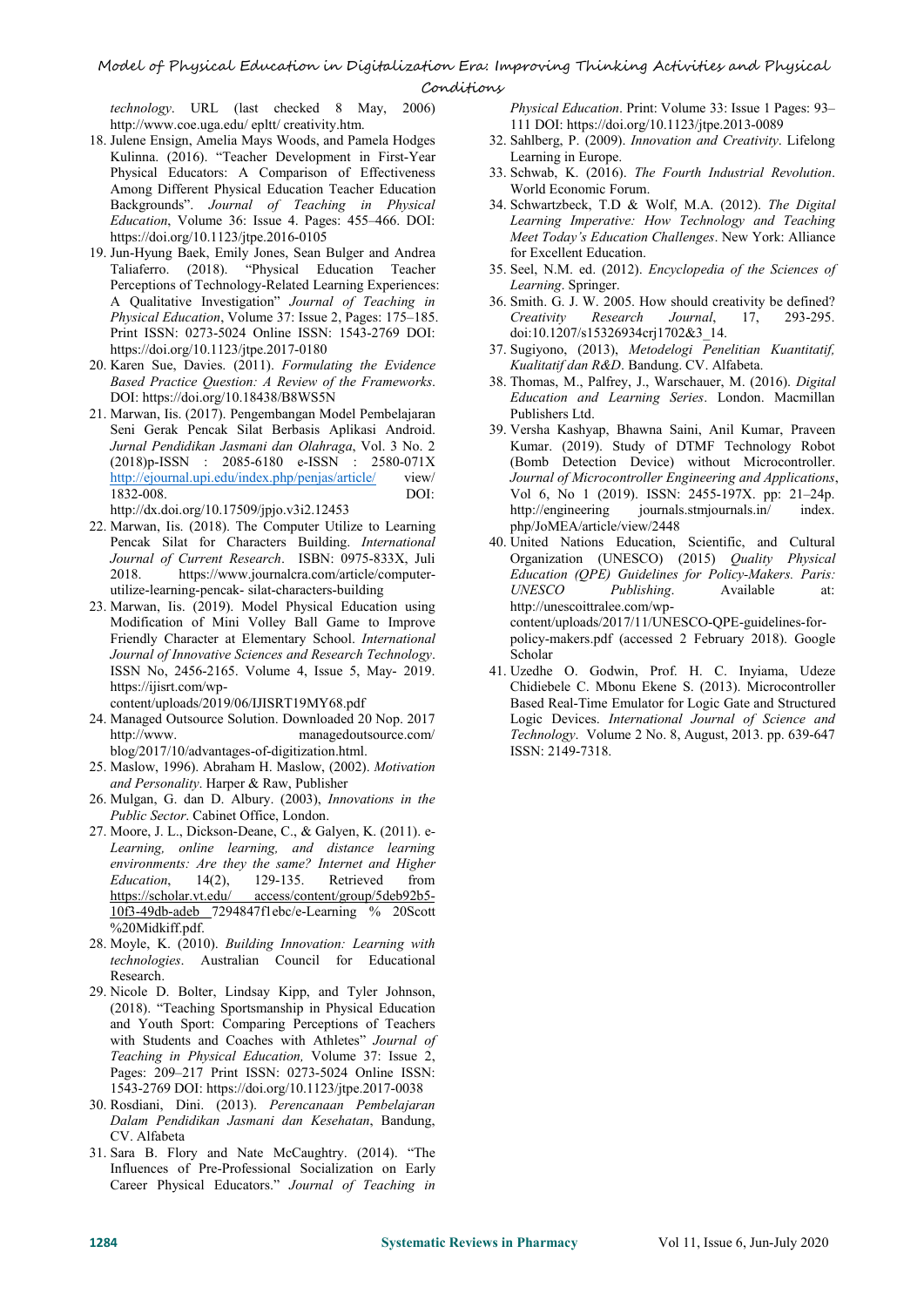*technology*. URL (last checked 8 May, 2006) http://www.coe.uga.edu/ epltt/ creativity.htm.

18. Julene Ensign, Amelia Mays Woods, and Pamela Hodges Kulinna. (2016). "Teacher Development in First-Year Physical Educators: A Comparison of Effectiveness Among Different Physical Education Teacher Education Backgrounds". *Journal of Teaching in Physical Education*, Volume 36: Issue 4. Pages: 455–466. DOI: https://doi.org/10.1123/jtpe.2016-0105
19. Jun-Hyung Baek, Emily Jones, Sean Bulger and Andrea Taliaferro. (2018). "Physical Education Teacher Perceptions of Technology-Related Learning Experiences: A Qualitative Investigation" *Journal of Teaching in Physical Education*, Volume 37: Issue 2, Pages: 175–185. Print ISSN: 0273-5024 Online ISSN: 1543-2769 DOI: https://doi.org/10.1123/jtpe.2017-0180
20. Karen Sue, Davies. (2011). *Formulating the Evidence Based Practice Question: A Review of the Frameworks*. DOI: https://doi.org/10.18438/B8WS5N
21. Marwan, Iis. (2017). Pengembangan Model Pembelajaran Seni Gerak Pencak Silat Berbasis Aplikasi Android. *Jurnal Pendidikan Jasmani dan Olahraga*, Vol. 3 No. 2 (2018)p-ISSN : 2085-6180 e-ISSN : 2580-071X http://ejournal.upi.edu/index.php/penjas/article/ view/ 1832-008. DOI: http://dx.doi.org/10.17509/jpjo.v3i2.12453
22. Marwan, Iis. (2018). The Computer Utilize to Learning Pencak Silat for Characters Building. *International Journal of Current Research*. ISBN: 0975-833X, Juli 2018. https://www.journalcra.com/article/computer-utilize-learning-pencak- silat-characters-building
23. Marwan, Iis. (2019). Model Physical Education using Modification of Mini Volley Ball Game to Improve Friendly Character at Elementary School. *International Journal of Innovative Sciences and Research Technology*. ISSN No, 2456-2165. Volume 4, Issue 5, May- 2019. https://ijisrt.com/wp-content/uploads/2019/06/IJISRT19MY68.pdf
24. Managed Outsource Solution. Downloaded 20 Nop. 2017 http://www. managedoutsource.com/ blog/2017/10/advantages-of-digitization.html.
25. Maslow, 1996). Abraham H. Maslow, (2002). *Motivation and Personality*. Harper & Raw, Publisher
26. Mulgan, G. dan D. Albury. (2003), *Innovations in the Public Sector*. Cabinet Office, London.
27. Moore, J. L., Dickson-Deane, C., & Galyen, K. (2011). e-*Learning, online learning, and distance learning environments: Are they the same? Internet and Higher Education*, 14(2), 129-135. Retrieved from https://scholar.vt.edu/ access/content/group/5deb92b5-10f3-49db-adeb 7294847f1ebc/e-Learning % 20Scott %20Midkiff.pdf.
28. Moyle, K. (2010). *Building Innovation: Learning with technologies*. Australian Council for Educational Research.
29. Nicole D. Bolter, Lindsay Kipp, and Tyler Johnson, (2018). "Teaching Sportsmanship in Physical Education and Youth Sport: Comparing Perceptions of Teachers with Students and Coaches with Athletes" *Journal of Teaching in Physical Education,* Volume 37: Issue 2, Pages: 209–217 Print ISSN: 0273-5024 Online ISSN: 1543-2769 DOI: https://doi.org/10.1123/jtpe.2017-0038
30. Rosdiani, Dini. (2013). *Perencanaan Pembelajaran Dalam Pendidikan Jasmani dan Kesehatan*, Bandung, CV. Alfabeta
31. Sara B. Flory and Nate McCaughtry. (2014). "The Influences of Pre-Professional Socialization on Early Career Physical Educators." *Journal of Teaching in Physical Education*. Print: Volume 33: Issue 1 Pages: 93–111 DOI: https://doi.org/10.1123/jtpe.2013-0089
32. Sahlberg, P. (2009). *Innovation and Creativity*. Lifelong Learning in Europe.
33. Schwab, K. (2016). *The Fourth Industrial Revolution*. World Economic Forum.
34. Schwartzbeck, T.D & Wolf, M.A. (2012). *The Digital Learning Imperative: How Technology and Teaching Meet Today's Education Challenges*. New York: Alliance for Excellent Education.
35. Seel, N.M. ed. (2012). *Encyclopedia of the Sciences of Learning*. Springer.
36. Smith. G. J. W. 2005. How should creativity be defined? *Creativity Research Journal*, 17, 293-295. doi:10.1207/s15326934crj1702&3_14.
37. Sugiyono, (2013), *Metodelogi Penelitian Kuantitatif, Kualitatif dan R&D*. Bandung. CV. Alfabeta.
38. Thomas, M., Palfrey, J., Warschauer, M. (2016). *Digital Education and Learning Series*. London. Macmillan Publishers Ltd.
39. Versha Kashyap, Bhawna Saini, Anil Kumar, Praveen Kumar. (2019). Study of DTMF Technology Robot (Bomb Detection Device) without Microcontroller. *Journal of Microcontroller Engineering and Applications*, Vol 6, No 1 (2019). ISSN: 2455-197X. pp: 21–24p. http://engineering journals.stmjournals.in/ index. php/JoMEA/article/view/2448
40. United Nations Education, Scientific, and Cultural Organization (UNESCO) (2015) *Quality Physical Education (QPE) Guidelines for Policy-Makers. Paris: UNESCO Publishing*. Available at: http://unescoittralee.com/wp-content/uploads/2017/11/UNESCO-QPE-guidelines-for-policy-makers.pdf (accessed 2 February 2018). Google Scholar
41. Uzedhe O. Godwin, Prof. H. C. Inyiama, Udeze Chidiebele C. Mbonu Ekene S. (2013). Microcontroller Based Real-Time Emulator for Logic Gate and Structured Logic Devices. *International Journal of Science and Technology*. Volume 2 No. 8, August, 2013. pp. 639-647 ISSN: 2149-7318.